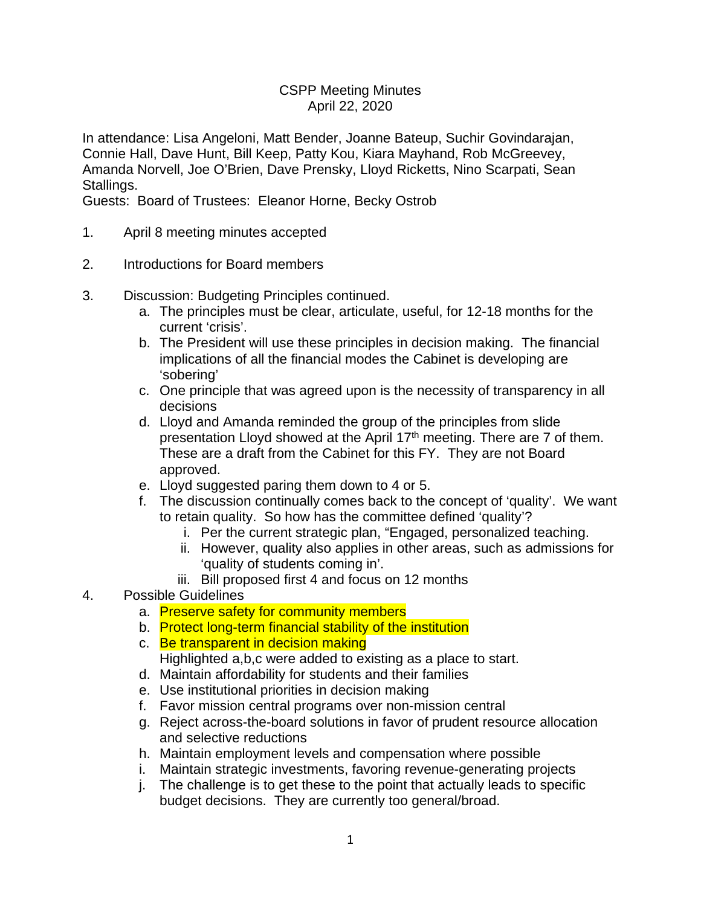CSPP Meeting Minutes
April 22, 2020

In attendance: Lisa Angeloni, Matt Bender, Joanne Bateup, Suchir Govindarajan, Connie Hall, Dave Hunt, Bill Keep, Patty Kou, Kiara Mayhand, Rob McGreevey, Amanda Norvell, Joe O'Brien, Dave Prensky, Lloyd Ricketts, Nino Scarpati, Sean Stallings.
Guests: Board of Trustees: Eleanor Horne, Becky Ostrob

1. April 8 meeting minutes accepted

2. Introductions for Board members

3. Discussion: Budgeting Principles continued.
   a. The principles must be clear, articulate, useful, for 12-18 months for the current 'crisis'.
   b. The President will use these principles in decision making. The financial implications of all the financial modes the Cabinet is developing are 'sobering'
   c. One principle that was agreed upon is the necessity of transparency in all decisions
   d. Lloyd and Amanda reminded the group of the principles from slide presentation Lloyd showed at the April 17th meeting. There are 7 of them. These are a draft from the Cabinet for this FY. They are not Board approved.
   e. Lloyd suggested paring them down to 4 or 5.
   f. The discussion continually comes back to the concept of 'quality'. We want to retain quality. So how has the committee defined 'quality'?
      i. Per the current strategic plan, "Engaged, personalized teaching.
      ii. However, quality also applies in other areas, such as admissions for 'quality of students coming in'.
      iii. Bill proposed first 4 and focus on 12 months

4. Possible Guidelines
   a. Preserve safety for community members
   b. Protect long-term financial stability of the institution
   c. Be transparent in decision making
      Highlighted a,b,c were added to existing as a place to start.
   d. Maintain affordability for students and their families
   e. Use institutional priorities in decision making
   f. Favor mission central programs over non-mission central
   g. Reject across-the-board solutions in favor of prudent resource allocation and selective reductions
   h. Maintain employment levels and compensation where possible
   i. Maintain strategic investments, favoring revenue-generating projects
   j. The challenge is to get these to the point that actually leads to specific budget decisions. They are currently too general/broad.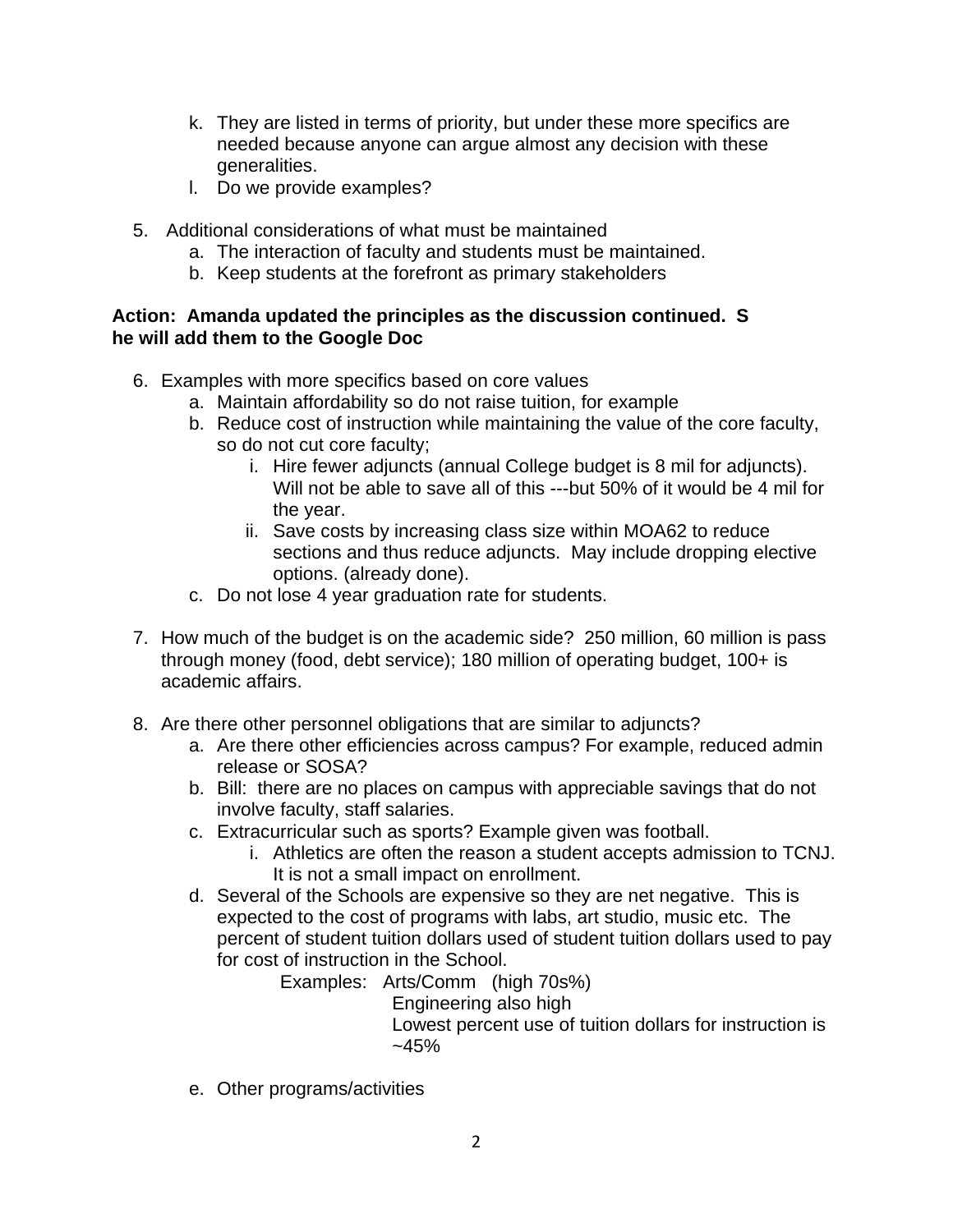k. They are listed in terms of priority, but under these more specifics are needed because anyone can argue almost any decision with these generalities.
   l. Do we provide examples?

5. Additional considerations of what must be maintained
   a. The interaction of faculty and students must be maintained.
   b. Keep students at the forefront as primary stakeholders

**Action: Amanda updated the principles as the discussion continued. S he will add them to the Google Doc**

6. Examples with more specifics based on core values
   a. Maintain affordability so do not raise tuition, for example
   b. Reduce cost of instruction while maintaining the value of the core faculty, so do not cut core faculty;
      i. Hire fewer adjuncts (annual College budget is 8 mil for adjuncts). Will not be able to save all of this ---but 50% of it would be 4 mil for the year.
      ii. Save costs by increasing class size within MOA62 to reduce sections and thus reduce adjuncts. May include dropping elective options. (already done).
   c. Do not lose 4 year graduation rate for students.

7. How much of the budget is on the academic side? 250 million, 60 million is pass through money (food, debt service); 180 million of operating budget, 100+ is academic affairs.

8. Are there other personnel obligations that are similar to adjuncts?
   a. Are there other efficiencies across campus? For example, reduced admin release or SOSA?
   b. Bill: there are no places on campus with appreciable savings that do not involve faculty, staff salaries.
   c. Extracurricular such as sports? Example given was football.
      i. Athletics are often the reason a student accepts admission to TCNJ. It is not a small impact on enrollment.
   d. Several of the Schools are expensive so they are net negative. This is expected to the cost of programs with labs, art studio, music etc. The percent of student tuition dollars used of student tuition dollars used to pay for cost of instruction in the School.

      Examples: Arts/Comm (high 70s%)
      Engineering also high
      Lowest percent use of tuition dollars for instruction is ~45%

   e. Other programs/activities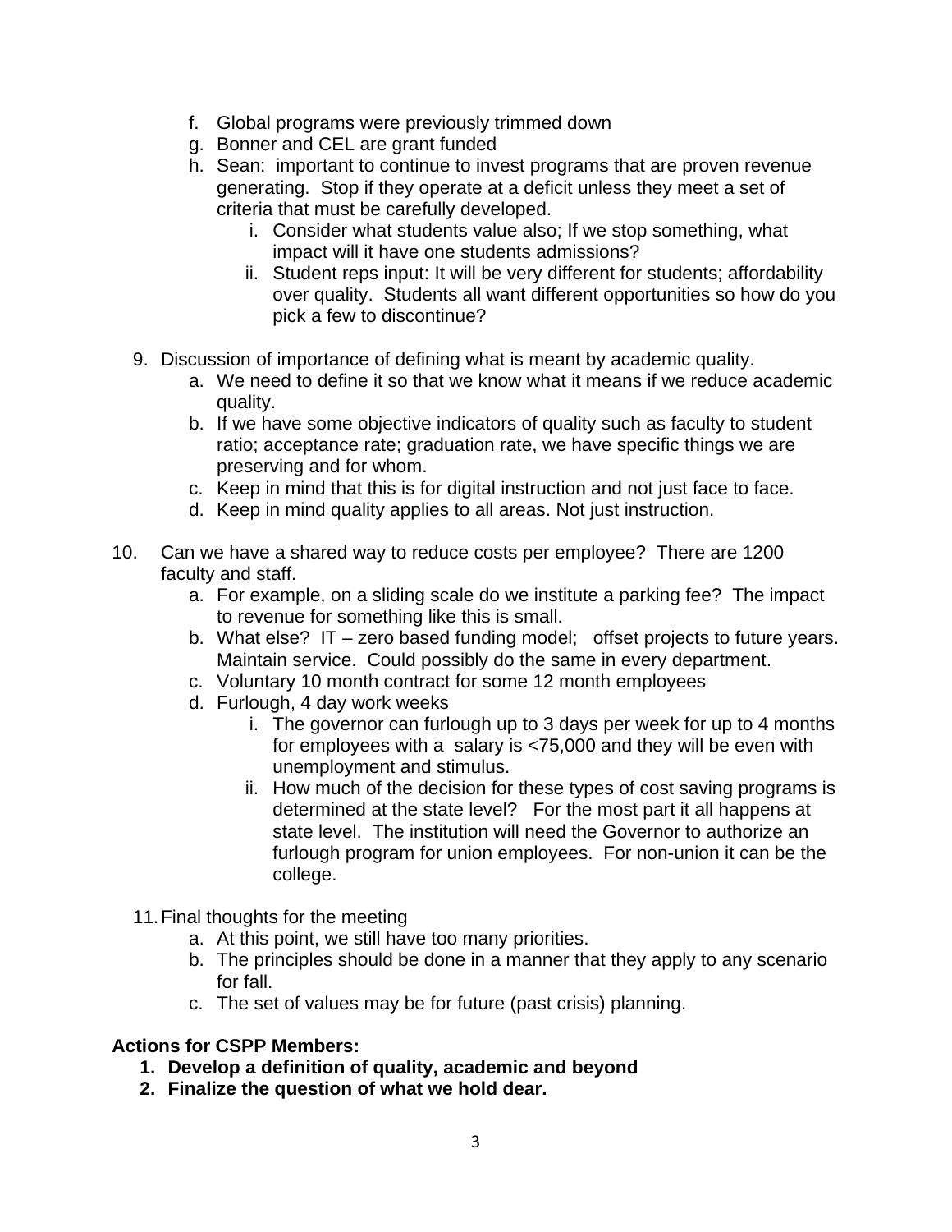f. Global programs were previously trimmed down
   g. Bonner and CEL are grant funded
   h. Sean: important to continue to invest programs that are proven revenue generating. Stop if they operate at a deficit unless they meet a set of criteria that must be carefully developed.
      i. Consider what students value also; If we stop something, what impact will it have one students admissions?
      ii. Student reps input: It will be very different for students; affordability over quality. Students all want different opportunities so how do you pick a few to discontinue?

9. Discussion of importance of defining what is meant by academic quality.
   a. We need to define it so that we know what it means if we reduce academic quality.
   b. If we have some objective indicators of quality such as faculty to student ratio; acceptance rate; graduation rate, we have specific things we are preserving and for whom.
   c. Keep in mind that this is for digital instruction and not just face to face.
   d. Keep in mind quality applies to all areas. Not just instruction.

10. Can we have a shared way to reduce costs per employee? There are 1200 faculty and staff.
    a. For example, on a sliding scale do we institute a parking fee? The impact to revenue for something like this is small.
    b. What else? IT – zero based funding model; offset projects to future years. Maintain service. Could possibly do the same in every department.
    c. Voluntary 10 month contract for some 12 month employees
    d. Furlough, 4 day work weeks
       i. The governor can furlough up to 3 days per week for up to 4 months for employees with a salary is <75,000 and they will be even with unemployment and stimulus.
       ii. How much of the decision for these types of cost saving programs is determined at the state level? For the most part it all happens at state level. The institution will need the Governor to authorize an furlough program for union employees. For non-union it can be the college.

11. Final thoughts for the meeting
    a. At this point, we still have too many priorities.
    b. The principles should be done in a manner that they apply to any scenario for fall.
    c. The set of values may be for future (past crisis) planning.

**Actions for CSPP Members:**

1. **Develop a definition of quality, academic and beyond**
2. **Finalize the question of what we hold dear.**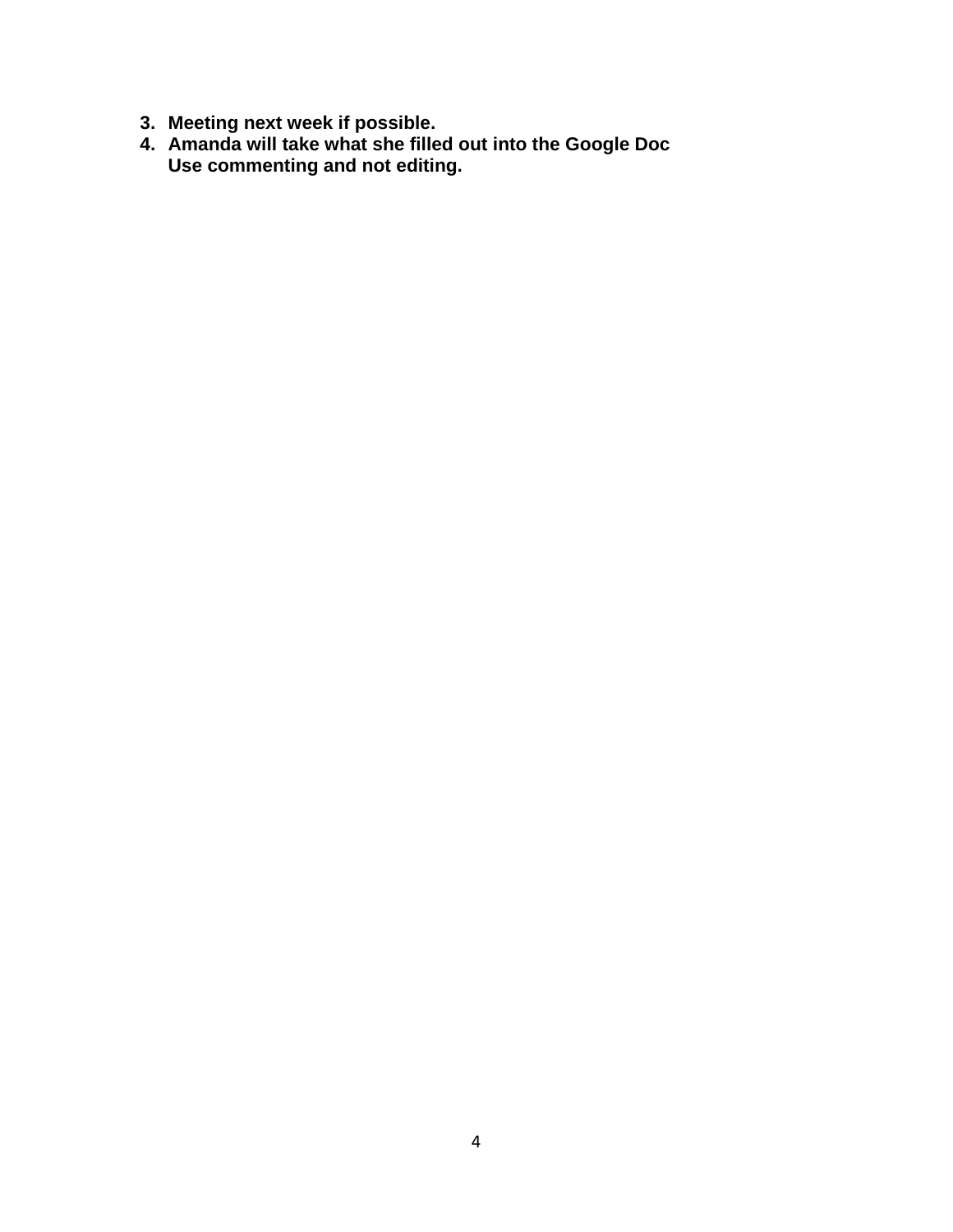3. **Meeting next week if possible.**
4. **Amanda will take what she filled out into the Google Doc**
   **Use commenting and not editing.**